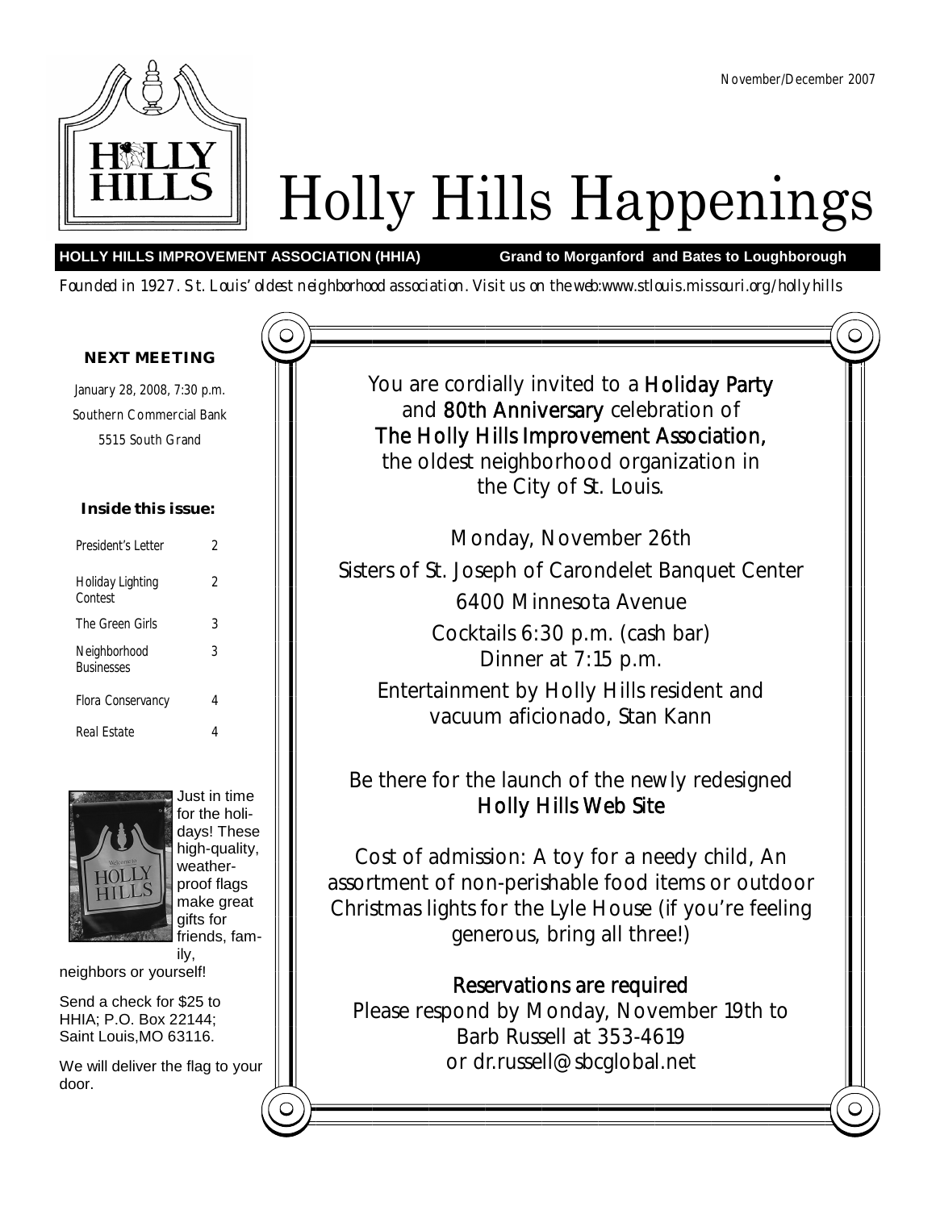November/December 2007

# Holly Hills Happenings

**HOLLY HILLS IMPROVEMENT ASSOCIATION (HHIA)** **Grand to Morganford and Bates to Loughborough**

*Founded in 1927. St. Louis' oldest neighborhood association. Visit us on the web:www.stlouis.missouri.org/hollyhills*

**NEXT MEETING**

January 28, 2008, 7:30 p.m.
Southern Commercial Bank
5515 South Grand

**Inside this issue:**

| | |
|---|---|
| President's Letter | 2 |
| Holiday Lighting Contest | 2 |
| The Green Girls | 3 |
| Neighborhood Businesses | 3 |
| Flora Conservancy | 4 |
| Real Estate | 4 |

Just in time for the holidays! These high-quality, weather-proof flags make great gifts for friends, family, neighbors or yourself!

Send a check for $25 to HHIA; P.O. Box 22144; Saint Louis,MO 63116.

We will deliver the flag to your door.

---

You are cordially invited to a **Holiday Party** and **80th Anniversary** celebration of **The Holly Hills Improvement Association,** the oldest neighborhood organization in the City of St. Louis.

Monday, November 26th

Sisters of St. Joseph of Carondelet Banquet Center

6400 Minnesota Avenue

Cocktails 6:30 p.m. (cash bar)
Dinner at 7:15 p.m.

Entertainment by Holly Hills resident and vacuum aficionado, Stan Kann

Be there for the launch of the newly redesigned **Holly Hills Web Site**

Cost of admission: A toy for a needy child, An assortment of non-perishable food items or outdoor Christmas lights for the Lyle House (if you're feeling generous, bring all three!)

**Reservations are required**

Please respond by Monday, November 19th to Barb Russell at 353-4619 or dr.russell@sbcglobal.net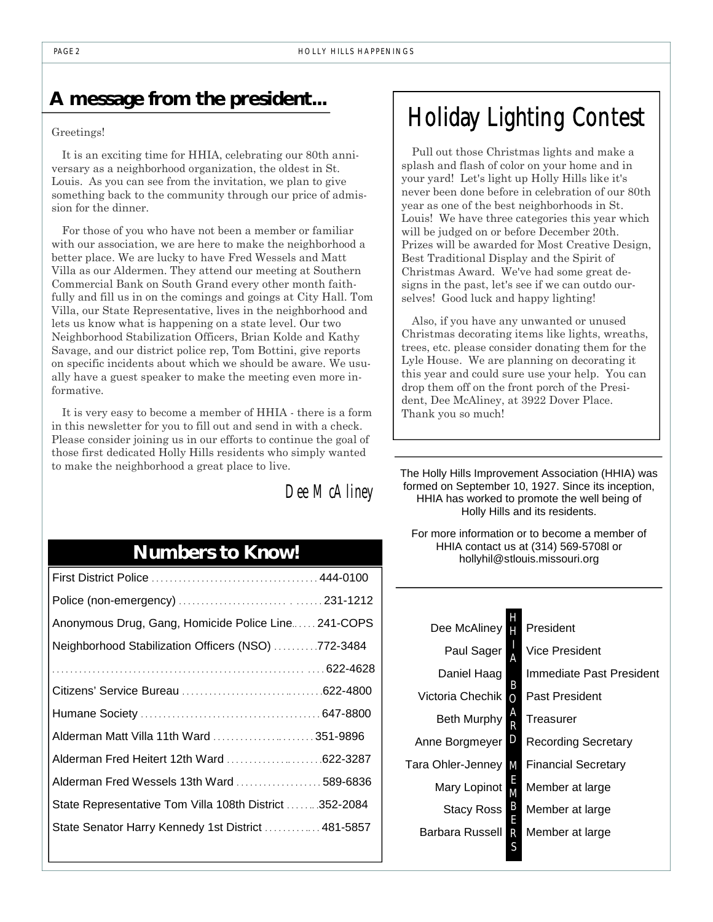## A message from the president...

Greetings!

It is an exciting time for HHIA, celebrating our 80th anniversary as a neighborhood organization, the oldest in St. Louis. As you can see from the invitation, we plan to give something back to the community through our price of admission for the dinner.

For those of you who have not been a member or familiar with our association, we are here to make the neighborhood a better place. We are lucky to have Fred Wessels and Matt Villa as our Aldermen. They attend our meeting at Southern Commercial Bank on South Grand every other month faithfully and fill us in on the comings and goings at City Hall. Tom Villa, our State Representative, lives in the neighborhood and lets us know what is happening on a state level. Our two Neighborhood Stabilization Officers, Brian Kolde and Kathy Savage, and our district police rep, Tom Bottini, give reports on specific incidents about which we should be aware. We usually have a guest speaker to make the meeting even more informative.

It is very easy to become a member of HHIA - there is a form in this newsletter for you to fill out and send in with a check. Please consider joining us in our efforts to continue the goal of those first dedicated Holly Hills residents who simply wanted to make the neighborhood a great place to live.

*Dee McAliney*

## Numbers to Know!

| | |
|---|---|
| First District Police | 444-0100 |
| Police (non-emergency) | 231-1212 |
| Anonymous Drug, Gang, Homicide Police Line | 241-COPS |
| Neighborhood Stabilization Officers (NSO) | 772-3484 |
| | 622-4628 |
| Citizens' Service Bureau | 622-4800 |
| Humane Society | 647-8800 |
| Alderman Matt Villa 11th Ward | 351-9896 |
| Alderman Fred Heitert 12th Ward | 622-3287 |
| Alderman Fred Wessels 13th Ward | 589-6836 |
| State Representative Tom Villa 108th District | 352-2084 |
| State Senator Harry Kennedy 1st District | 481-5857 |

## Holiday Lighting Contest

Pull out those Christmas lights and make a splash and flash of color on your home and in your yard! Let's light up Holly Hills like it's never been done before in celebration of our 80th year as one of the best neighborhoods in St. Louis! We have three categories this year which will be judged on or before December 20th. Prizes will be awarded for Most Creative Design, Best Traditional Display and the Spirit of Christmas Award. We've had some great designs in the past, let's see if we can outdo ourselves! Good luck and happy lighting!

Also, if you have any unwanted or unused Christmas decorating items like lights, wreaths, trees, etc. please consider donating them for the Lyle House. We are planning on decorating it this year and could sure use your help. You can drop them off on the front porch of the President, Dee McAliney, at 3922 Dover Place. Thank you so much!

---

The Holly Hills Improvement Association (HHIA) was formed on September 10, 1927. Since its inception, HHIA has worked to promote the well being of Holly Hills and its residents.

For more information or to become a member of HHIA contact us at (314) 569-5708l or hollyhil@stlouis.missouri.org

---

### HHIA Board Members

| | |
|---|---|
| Dee McAliney | President |
| Paul Sager | Vice President |
| Daniel Haag | Immediate Past President |
| Victoria Chechik | Past President |
| Beth Murphy | Treasurer |
| Anne Borgmeyer | Recording Secretary |
| Tara Ohler-Jenney | Financial Secretary |
| Mary Lopinot | Member at large |
| Stacy Ross | Member at large |
| Barbara Russell | Member at large |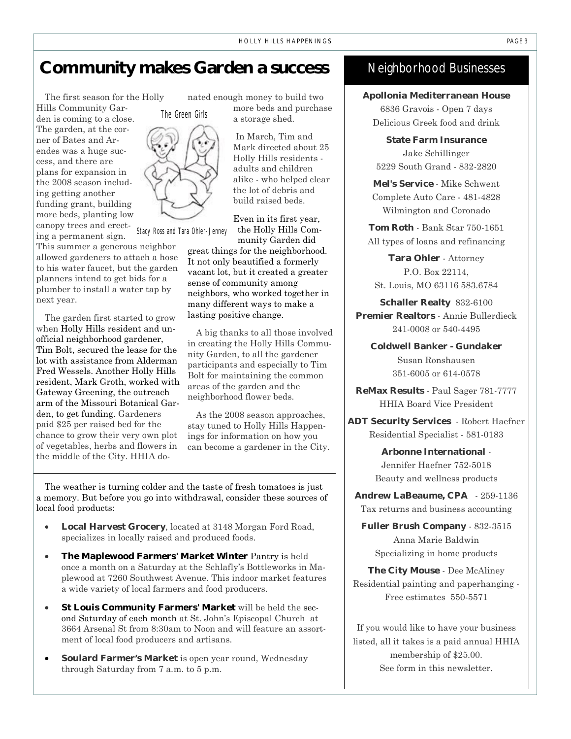# Community makes Garden a success

The first season for the Holly Hills Community Garden is coming to a close. The garden, at the corner of Bates and Arendes was a huge success, and there are plans for expansion in the 2008 season including getting another funding grant, building more beds, planting low canopy trees and erecting a permanent sign. This summer a generous neighbor allowed gardeners to attach a hose to his water faucet, but the garden planners intend to get bids for a plumber to install a water tap by next year.

The Green Girls

Stacy Ross and Tara Ohler-Jenney

The garden first started to grow when Holly Hills resident and unofficial neighborhood gardener, Tim Bolt, secured the lease for the lot with assistance from Alderman Fred Wessels. Another Holly Hills resident, Mark Groth, worked with Gateway Greening, the outreach arm of the Missouri Botanical Garden, to get funding. Gardeners paid $25 per raised bed for the chance to grow their very own plot of vegetables, herbs and flowers in the middle of the City. HHIA donated enough money to build two more beds and purchase a storage shed.

In March, Tim and Mark directed about 25 Holly Hills residents - adults and children alike - who helped clear the lot of debris and build raised beds.

Even in its first year, the Holly Hills Community Garden did great things for the neighborhood. It not only beautified a formerly vacant lot, but it created a greater sense of community among neighbors, who worked together in many different ways to make a lasting positive change.

A big thanks to all those involved in creating the Holly Hills Community Garden, to all the gardener participants and especially to Tim Bolt for maintaining the common areas of the garden and the neighborhood flower beds.

As the 2008 season approaches, stay tuned to Holly Hills Happenings for information on how you can become a gardener in the City.

---

The weather is turning colder and the taste of fresh tomatoes is just a memory. But before you go into withdrawal, consider these sources of local food products:

- **Local Harvest Grocery**, located at 3148 Morgan Ford Road, specializes in locally raised and produced foods.
- **The Maplewood Farmers' Market Winter** Pantry is held once a month on a Saturday at the Schlafly's Bottleworks in Maplewood at 7260 Southwest Avenue. This indoor market features a wide variety of local farmers and food producers.
- **St Louis Community Farmers' Market** will be held the second Saturday of each month at St. John's Episcopal Church at 3664 Arsenal St from 8:30am to Noon and will feature an assortment of local food producers and artisans.
- **Soulard Farmer's Market** is open year round, Wednesday through Saturday from 7 a.m. to 5 p.m.

## Neighborhood Businesses

**Apollonia Mediterranean House**
6836 Gravois - Open 7 days
Delicious Greek food and drink

**State Farm Insurance**
Jake Schillinger
5229 South Grand - 832-2820

**Mel's Service** - Mike Schwent
Complete Auto Care - 481-4828
Wilmington and Coronado

**Tom Roth** - Bank Star 750-1651
All types of loans and refinancing

**Tara Ohler** - Attorney
P.O. Box 22114,
St. Louis, MO 63116 583.6784

**Schaller Realty** 832-6100

**Premier Realtors** - Annie Bullerdieck
241-0008 or 540-4495

**Coldwell Banker - Gundaker**
Susan Ronshausen
351-6005 or 614-0578

**ReMax Results** - Paul Sager 781-7777
HHIA Board Vice President

**ADT Security Services** - Robert Haefner
Residential Specialist - 581-0183

**Arbonne International** -
Jennifer Haefner 752-5018
Beauty and wellness products

**Andrew LaBeaume, CPA** - 259-1136
Tax returns and business accounting

**Fuller Brush Company** - 832-3515
Anna Marie Baldwin
Specializing in home products

**The City Mouse** - Dee McAliney
Residential painting and paperhanging -
Free estimates 550-5571

If you would like to have your business listed, all it takes is a paid annual HHIA membership of $25.00.
See form in this newsletter.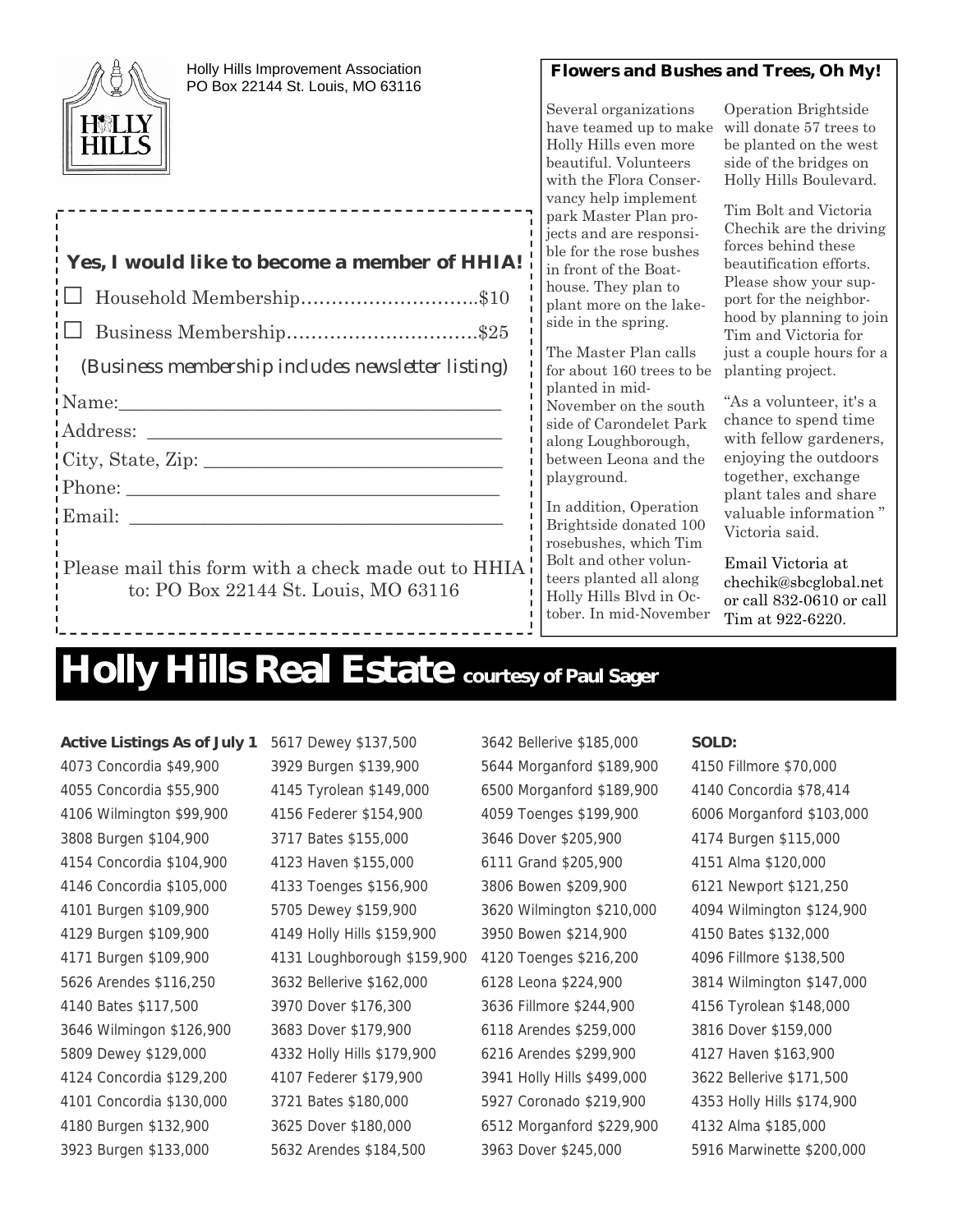Holly Hills Improvement Association
PO Box 22144 St. Louis, MO 63116

**Yes, I would like to become a member of HHIA!**

☐ Household Membership..............................$10

☐ Business Membership................................$25

*(Business membership includes newsletter listing)*

Name:\_\_\_\_\_\_\_\_\_\_\_\_\_\_\_\_\_\_\_\_\_\_\_\_\_\_\_\_\_\_\_\_\_\_\_\_\_\_\_\_

Address: \_\_\_\_\_\_\_\_\_\_\_\_\_\_\_\_\_\_\_\_\_\_\_\_\_\_\_\_\_\_\_\_\_\_\_\_\_\_

City, State, Zip: \_\_\_\_\_\_\_\_\_\_\_\_\_\_\_\_\_\_\_\_\_\_\_\_\_\_\_\_\_\_\_

Phone: \_\_\_\_\_\_\_\_\_\_\_\_\_\_\_\_\_\_\_\_\_\_\_\_\_\_\_\_\_\_\_\_\_\_\_\_\_\_\_

Email: \_\_\_\_\_\_\_\_\_\_\_\_\_\_\_\_\_\_\_\_\_\_\_\_\_\_\_\_\_\_\_\_\_\_\_\_\_\_\_

Please mail this form with a check made out to HHIA to: PO Box 22144 St. Louis, MO 63116

## Flowers and Bushes and Trees, Oh My!

Several organizations have teamed up to make Holly Hills even more beautiful. Volunteers with the Flora Conservancy help implement park Master Plan projects and are responsible for the rose bushes in front of the Boathouse. They plan to plant more on the lakeside in the spring.

The Master Plan calls for about 160 trees to be planted in mid-November on the south side of Carondelet Park along Loughborough, between Leona and the playground.

In addition, Operation Brightside donated 100 rosebushes, which Tim Bolt and other volunteers planted all along Holly Hills Blvd in October. In mid-November Operation Brightside will donate 57 trees to be planted on the west side of the bridges on Holly Hills Boulevard.

Tim Bolt and Victoria Chechik are the driving forces behind these beautification efforts. Please show your support for the neighborhood by planning to join Tim and Victoria for just a couple hours for a planting project.

"As a volunteer, it's a chance to spend time with fellow gardeners, enjoying the outdoors together, exchange plant tales and share valuable information " Victoria said.

Email Victoria at chechik@sbcglobal.net or call 832-0610 or call Tim at 922-6220.

# Holly Hills Real Estate *courtesy of Paul Sager*

**Active Listings As of July 1**

4073 Concordia $49,900
4055 Concordia $55,900
4106 Wilmington $99,900
3808 Burgen $104,900
4154 Concordia $104,900
4146 Concordia $105,000
4101 Burgen $109,900
4129 Burgen $109,900
4171 Burgen $109,900
5626 Arendes $116,250
4140 Bates $117,500
3646 Wilmingon $126,900
5809 Dewey $129,000
4124 Concordia $129,200
4101 Concordia $130,000
4180 Burgen $132,900
3923 Burgen $133,000
5617 Dewey $137,500
3929 Burgen $139,900
4145 Tyrolean $149,000
4156 Federer $154,900
3717 Bates $155,000
4123 Haven $155,000
4133 Toenges $156,900
5705 Dewey $159,900
4149 Holly Hills $159,900
4131 Loughborough $159,900
3632 Bellerive $162,000
3970 Dover $176,300
3683 Dover $179,900
4332 Holly Hills $179,900
4107 Federer $179,900
3721 Bates $180,000
3625 Dover $180,000
5632 Arendes $184,500
3642 Bellerive $185,000
5644 Morganford $189,900
6500 Morganford $189,900
4059 Toenges $199,900
3646 Dover $205,900
6111 Grand $205,900
3806 Bowen $209,900
3620 Wilmington $210,000
3950 Bowen $214,900
4120 Toenges $216,200
6128 Leona $224,900
3636 Fillmore $244,900
6118 Arendes $259,000
6216 Arendes $299,900
3941 Holly Hills $499,000
5927 Coronado $219,900
6512 Morganford $229,900
3963 Dover $245,000

**SOLD:**

4150 Fillmore $70,000
4140 Concordia $78,414
6006 Morganford $103,000
4174 Burgen $115,000
4151 Alma $120,000
6121 Newport $121,250
4094 Wilmington $124,900
4150 Bates $132,000
4096 Fillmore $138,500
3814 Wilmington $147,000
4156 Tyrolean $148,000
3816 Dover $159,000
4127 Haven $163,900
3622 Bellerive $171,500
4353 Holly Hills $174,900
4132 Alma $185,000
5916 Marwinette $200,000